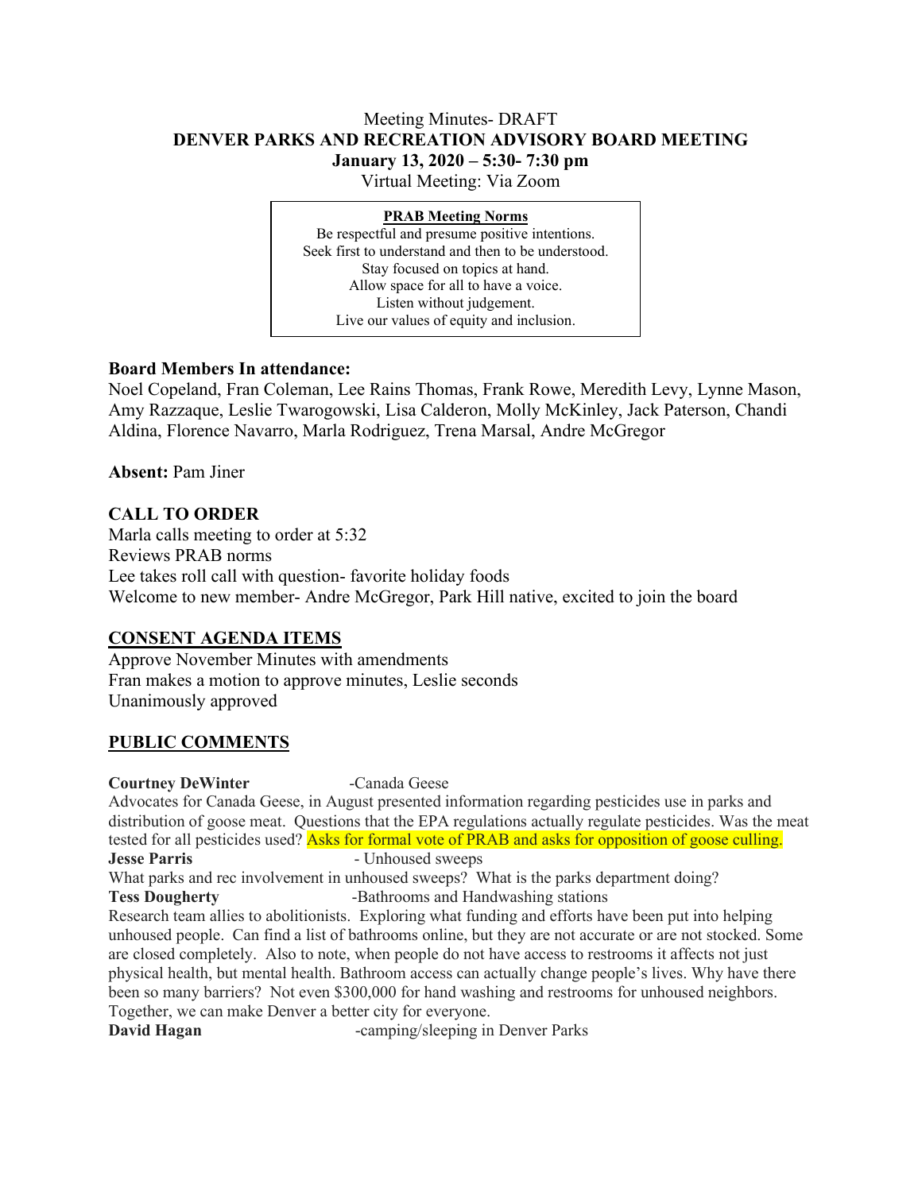Meeting Minutes- DRAFT

# DENVER PARKS AND RECREATION ADVISORY BOARD MEETING

**January 13, 2020 – 5:30- 7:30 pm**

Virtual Meeting: Via Zoom

**PRAB Meeting Norms**

Be respectful and presume positive intentions.
Seek first to understand and then to be understood.
Stay focused on topics at hand.
Allow space for all to have a voice.
Listen without judgement.
Live our values of equity and inclusion.

**Board Members In attendance:**

Noel Copeland, Fran Coleman, Lee Rains Thomas, Frank Rowe, Meredith Levy, Lynne Mason, Amy Razzaque, Leslie Twarogowski, Lisa Calderon, Molly McKinley, Jack Paterson, Chandi Aldina, Florence Navarro, Marla Rodriguez, Trena Marsal, Andre McGregor

**Absent:** Pam Jiner

## CALL TO ORDER

Marla calls meeting to order at 5:32
Reviews PRAB norms
Lee takes roll call with question- favorite holiday foods
Welcome to new member- Andre McGregor, Park Hill native, excited to join the board

## CONSENT AGENDA ITEMS

Approve November Minutes with amendments
Fran makes a motion to approve minutes, Leslie seconds
Unanimously approved

## PUBLIC COMMENTS

**Courtney DeWinter** -Canada Geese

Advocates for Canada Geese, in August presented information regarding pesticides use in parks and distribution of goose meat. Questions that the EPA regulations actually regulate pesticides. Was the meat tested for all pesticides used? Asks for formal vote of PRAB and asks for opposition of goose culling.

**Jesse Parris** - Unhoused sweeps

What parks and rec involvement in unhoused sweeps? What is the parks department doing?

**Tess Dougherty** -Bathrooms and Handwashing stations

Research team allies to abolitionists. Exploring what funding and efforts have been put into helping unhoused people. Can find a list of bathrooms online, but they are not accurate or are not stocked. Some are closed completely. Also to note, when people do not have access to restrooms it affects not just physical health, but mental health. Bathroom access can actually change people's lives. Why have there been so many barriers? Not even $300,000 for hand washing and restrooms for unhoused neighbors. Together, we can make Denver a better city for everyone.

**David Hagan** -camping/sleeping in Denver Parks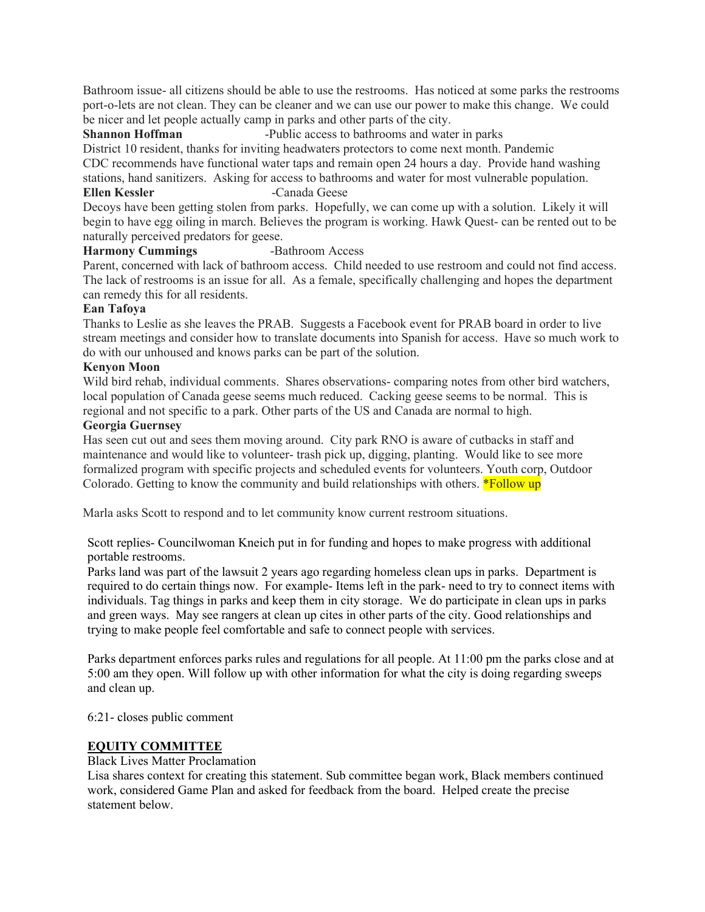Bathroom issue- all citizens should be able to use the restrooms. Has noticed at some parks the restrooms port-o-lets are not clean. They can be cleaner and we can use our power to make this change. We could be nicer and let people actually camp in parks and other parts of the city.

**Shannon Hoffman** -Public access to bathrooms and water in parks

District 10 resident, thanks for inviting headwaters protectors to come next month. Pandemic CDC recommends have functional water taps and remain open 24 hours a day. Provide hand washing stations, hand sanitizers. Asking for access to bathrooms and water for most vulnerable population.

**Ellen Kessler** -Canada Geese

Decoys have been getting stolen from parks. Hopefully, we can come up with a solution. Likely it will begin to have egg oiling in march. Believes the program is working. Hawk Quest- can be rented out to be naturally perceived predators for geese.

**Harmony Cummings** -Bathroom Access

Parent, concerned with lack of bathroom access. Child needed to use restroom and could not find access. The lack of restrooms is an issue for all. As a female, specifically challenging and hopes the department can remedy this for all residents.

**Ean Tafoya**

Thanks to Leslie as she leaves the PRAB. Suggests a Facebook event for PRAB board in order to live stream meetings and consider how to translate documents into Spanish for access. Have so much work to do with our unhoused and knows parks can be part of the solution.

**Kenyon Moon**

Wild bird rehab, individual comments. Shares observations- comparing notes from other bird watchers, local population of Canada geese seems much reduced. Cacking geese seems to be normal. This is regional and not specific to a park. Other parts of the US and Canada are normal to high.

**Georgia Guernsey**

Has seen cut out and sees them moving around. City park RNO is aware of cutbacks in staff and maintenance and would like to volunteer- trash pick up, digging, planting. Would like to see more formalized program with specific projects and scheduled events for volunteers. Youth corp, Outdoor Colorado. Getting to know the community and build relationships with others. *Follow up

Marla asks Scott to respond and to let community know current restroom situations.

Scott replies- Councilwoman Kneich put in for funding and hopes to make progress with additional portable restrooms.

Parks land was part of the lawsuit 2 years ago regarding homeless clean ups in parks. Department is required to do certain things now. For example- Items left in the park- need to try to connect items with individuals. Tag things in parks and keep them in city storage. We do participate in clean ups in parks and green ways. May see rangers at clean up cites in other parts of the city. Good relationships and trying to make people feel comfortable and safe to connect people with services.

Parks department enforces parks rules and regulations for all people. At 11:00 pm the parks close and at 5:00 am they open. Will follow up with other information for what the city is doing regarding sweeps and clean up.

6:21- closes public comment

**EQUITY COMMITTEE**

Black Lives Matter Proclamation

Lisa shares context for creating this statement. Sub committee began work, Black members continued work, considered Game Plan and asked for feedback from the board. Helped create the precise statement below.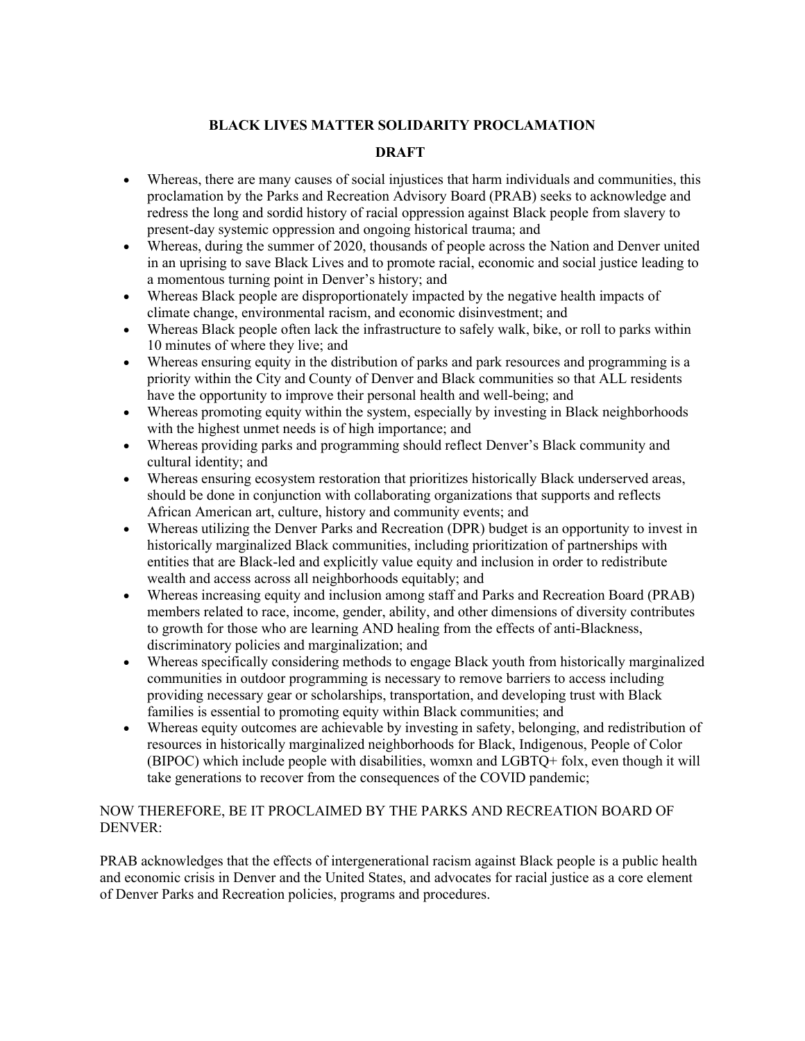**BLACK LIVES MATTER SOLIDARITY PROCLAMATION**

**DRAFT**

- Whereas, there are many causes of social injustices that harm individuals and communities, this proclamation by the Parks and Recreation Advisory Board (PRAB) seeks to acknowledge and redress the long and sordid history of racial oppression against Black people from slavery to present-day systemic oppression and ongoing historical trauma; and
- Whereas, during the summer of 2020, thousands of people across the Nation and Denver united in an uprising to save Black Lives and to promote racial, economic and social justice leading to a momentous turning point in Denver's history; and
- Whereas Black people are disproportionately impacted by the negative health impacts of climate change, environmental racism, and economic disinvestment; and
- Whereas Black people often lack the infrastructure to safely walk, bike, or roll to parks within 10 minutes of where they live; and
- Whereas ensuring equity in the distribution of parks and park resources and programming is a priority within the City and County of Denver and Black communities so that ALL residents have the opportunity to improve their personal health and well-being; and
- Whereas promoting equity within the system, especially by investing in Black neighborhoods with the highest unmet needs is of high importance; and
- Whereas providing parks and programming should reflect Denver's Black community and cultural identity; and
- Whereas ensuring ecosystem restoration that prioritizes historically Black underserved areas, should be done in conjunction with collaborating organizations that supports and reflects African American art, culture, history and community events; and
- Whereas utilizing the Denver Parks and Recreation (DPR) budget is an opportunity to invest in historically marginalized Black communities, including prioritization of partnerships with entities that are Black-led and explicitly value equity and inclusion in order to redistribute wealth and access across all neighborhoods equitably; and
- Whereas increasing equity and inclusion among staff and Parks and Recreation Board (PRAB) members related to race, income, gender, ability, and other dimensions of diversity contributes to growth for those who are learning AND healing from the effects of anti-Blackness, discriminatory policies and marginalization; and
- Whereas specifically considering methods to engage Black youth from historically marginalized communities in outdoor programming is necessary to remove barriers to access including providing necessary gear or scholarships, transportation, and developing trust with Black families is essential to promoting equity within Black communities; and
- Whereas equity outcomes are achievable by investing in safety, belonging, and redistribution of resources in historically marginalized neighborhoods for Black, Indigenous, People of Color (BIPOC) which include people with disabilities, womxn and LGBTQ+ folx, even though it will take generations to recover from the consequences of the COVID pandemic;

NOW THEREFORE, BE IT PROCLAIMED BY THE PARKS AND RECREATION BOARD OF DENVER:

PRAB acknowledges that the effects of intergenerational racism against Black people is a public health and economic crisis in Denver and the United States, and advocates for racial justice as a core element of Denver Parks and Recreation policies, programs and procedures.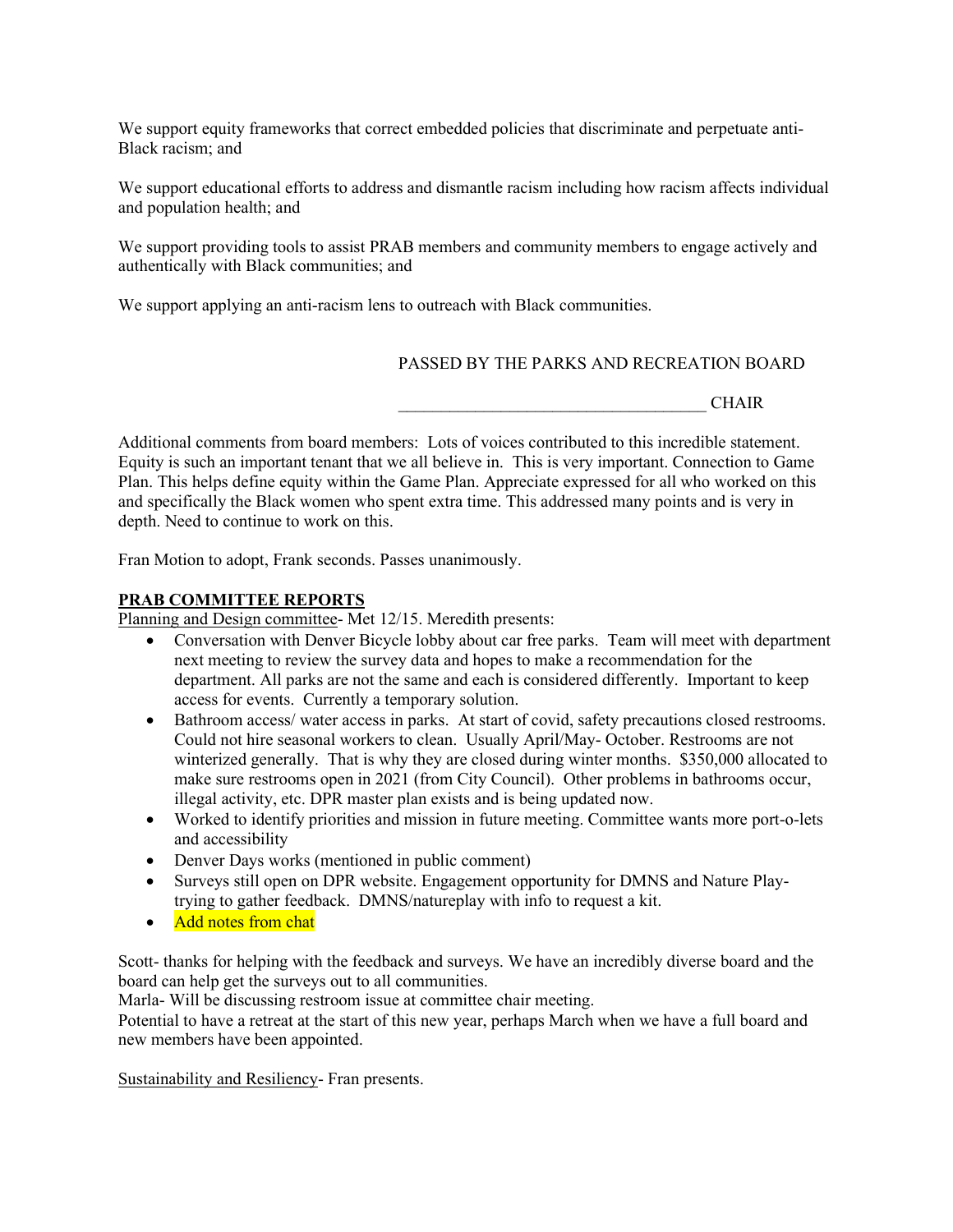We support equity frameworks that correct embedded policies that discriminate and perpetuate anti-Black racism; and

We support educational efforts to address and dismantle racism including how racism affects individual and population health; and

We support providing tools to assist PRAB members and community members to engage actively and authentically with Black communities; and

We support applying an anti-racism lens to outreach with Black communities.

PASSED BY THE PARKS AND RECREATION BOARD

___________________________________ CHAIR

Additional comments from board members: Lots of voices contributed to this incredible statement. Equity is such an important tenant that we all believe in. This is very important. Connection to Game Plan. This helps define equity within the Game Plan. Appreciate expressed for all who worked on this and specifically the Black women who spent extra time. This addressed many points and is very in depth. Need to continue to work on this.

Fran Motion to adopt, Frank seconds. Passes unanimously.

**PRAB COMMITTEE REPORTS**

Planning and Design committee- Met 12/15. Meredith presents:

- Conversation with Denver Bicycle lobby about car free parks. Team will meet with department next meeting to review the survey data and hopes to make a recommendation for the department. All parks are not the same and each is considered differently. Important to keep access for events. Currently a temporary solution.
- Bathroom access/ water access in parks. At start of covid, safety precautions closed restrooms. Could not hire seasonal workers to clean. Usually April/May- October. Restrooms are not winterized generally. That is why they are closed during winter months. $350,000 allocated to make sure restrooms open in 2021 (from City Council). Other problems in bathrooms occur, illegal activity, etc. DPR master plan exists and is being updated now.
- Worked to identify priorities and mission in future meeting. Committee wants more port-o-lets and accessibility
- Denver Days works (mentioned in public comment)
- Surveys still open on DPR website. Engagement opportunity for DMNS and Nature Play- trying to gather feedback. DMNS/natureplay with info to request a kit.
- Add notes from chat

Scott- thanks for helping with the feedback and surveys. We have an incredibly diverse board and the board can help get the surveys out to all communities.
Marla- Will be discussing restroom issue at committee chair meeting.
Potential to have a retreat at the start of this new year, perhaps March when we have a full board and new members have been appointed.

Sustainability and Resiliency- Fran presents.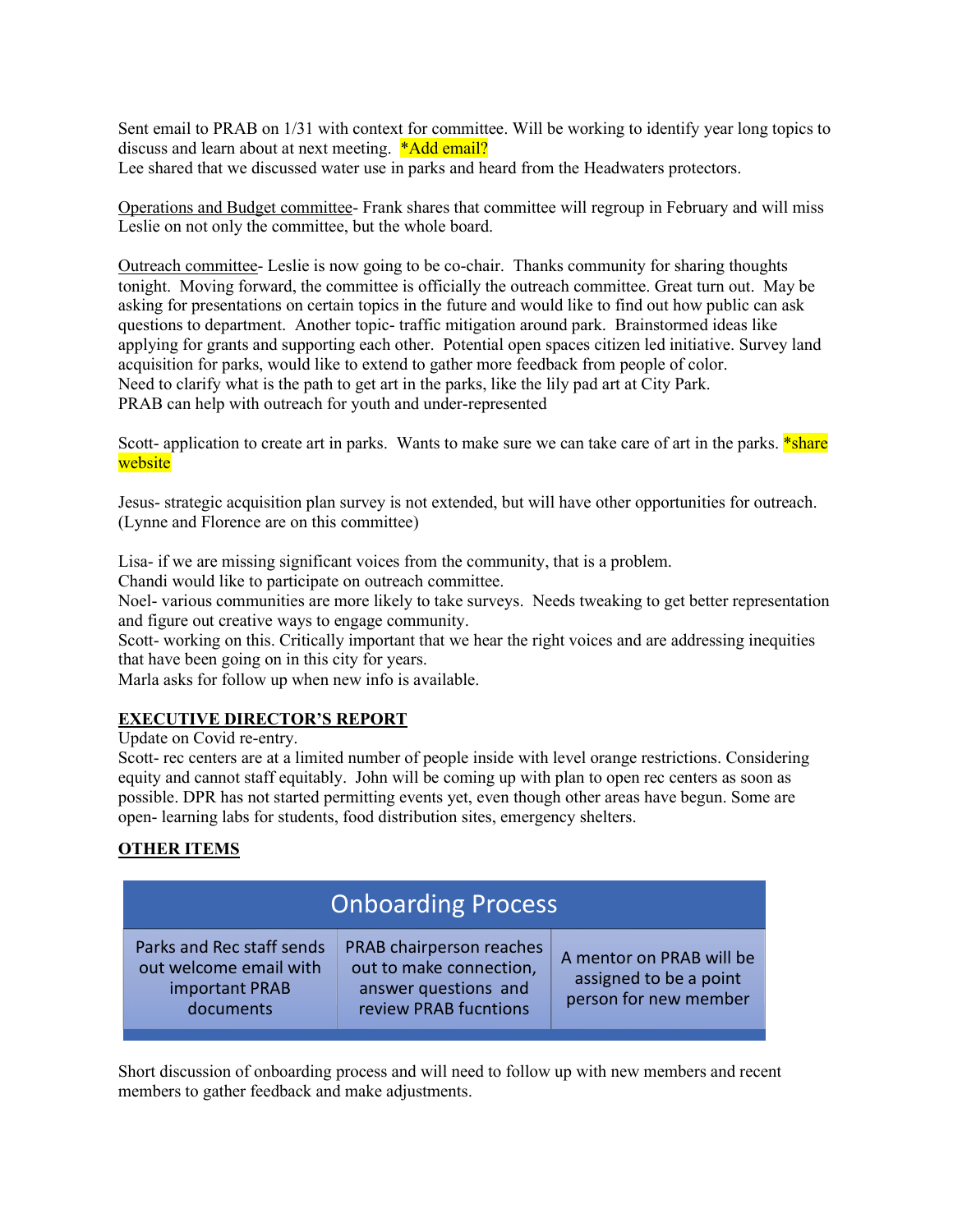Sent email to PRAB on 1/31 with context for committee. Will be working to identify year long topics to discuss and learn about at next meeting. *Add email?
Lee shared that we discussed water use in parks and heard from the Headwaters protectors.

Operations and Budget committee- Frank shares that committee will regroup in February and will miss Leslie on not only the committee, but the whole board.

Outreach committee- Leslie is now going to be co-chair. Thanks community for sharing thoughts tonight. Moving forward, the committee is officially the outreach committee. Great turn out. May be asking for presentations on certain topics in the future and would like to find out how public can ask questions to department. Another topic- traffic mitigation around park. Brainstormed ideas like applying for grants and supporting each other. Potential open spaces citizen led initiative. Survey land acquisition for parks, would like to extend to gather more feedback from people of color.
Need to clarify what is the path to get art in the parks, like the lily pad art at City Park.
PRAB can help with outreach for youth and under-represented

Scott- application to create art in parks. Wants to make sure we can take care of art in the parks. *share website

Jesus- strategic acquisition plan survey is not extended, but will have other opportunities for outreach. (Lynne and Florence are on this committee)

Lisa- if we are missing significant voices from the community, that is a problem.
Chandi would like to participate on outreach committee.
Noel- various communities are more likely to take surveys. Needs tweaking to get better representation and figure out creative ways to engage community.
Scott- working on this. Critically important that we hear the right voices and are addressing inequities that have been going on in this city for years.
Marla asks for follow up when new info is available.

**EXECUTIVE DIRECTOR'S REPORT**
Update on Covid re-entry.
Scott- rec centers are at a limited number of people inside with level orange restrictions. Considering equity and cannot staff equitably. John will be coming up with plan to open rec centers as soon as possible. DPR has not started permitting events yet, even though other areas have begun. Some are open- learning labs for students, food distribution sites, emergency shelters.

**OTHER ITEMS**

| Onboarding Process | | |
|---|---|---|
| Parks and Rec staff sends out welcome email with important PRAB documents | PRAB chairperson reaches out to make connection, answer questions and review PRAB fucntions | A mentor on PRAB will be assigned to be a point person for new member |

Short discussion of onboarding process and will need to follow up with new members and recent members to gather feedback and make adjustments.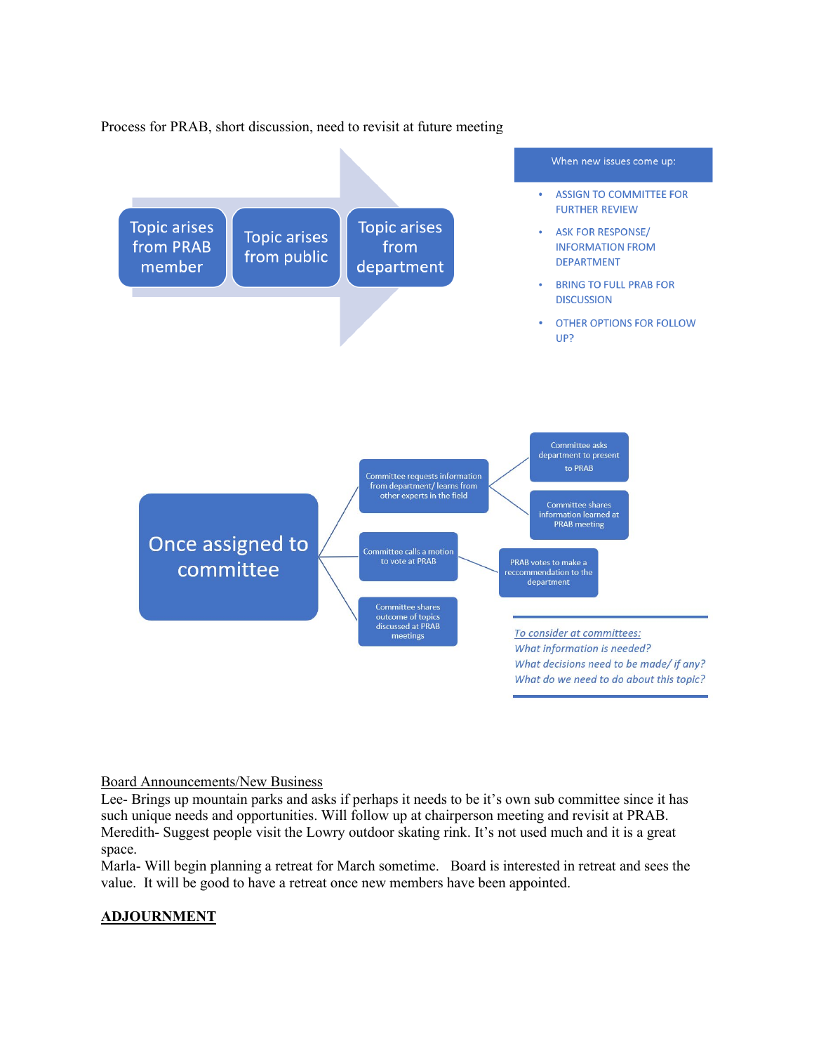Process for PRAB, short discussion, need to revisit at future meeting

Topic arises from PRAB member

Topic arises from public

Topic arises from department

When new issues come up:

- ASSIGN TO COMMITTEE FOR FURTHER REVIEW
- ASK FOR RESPONSE/ INFORMATION FROM DEPARTMENT
- BRING TO FULL PRAB FOR DISCUSSION
- OTHER OPTIONS FOR FOLLOW UP?

Once assigned to committee

Committee requests information from department/ learns from other experts in the field

Committee asks department to present to PRAB

Committee shares information learned at PRAB meeting

Committee calls a motion to vote at PRAB

PRAB votes to make a reccommendation to the department

Committee shares outcome of topics discussed at PRAB meetings

*To consider at committees:*
*What information is needed?*
*What decisions need to be made/ if any?*
*What do we need to do about this topic?*

<u>Board Announcements/New Business</u>

Lee- Brings up mountain parks and asks if perhaps it needs to be it's own sub committee since it has such unique needs and opportunities. Will follow up at chairperson meeting and revisit at PRAB.

Meredith- Suggest people visit the Lowry outdoor skating rink. It's not used much and it is a great space.

Marla- Will begin planning a retreat for March sometime. Board is interested in retreat and sees the value. It will be good to have a retreat once new members have been appointed.

**<u>ADJOURNMENT</u>**